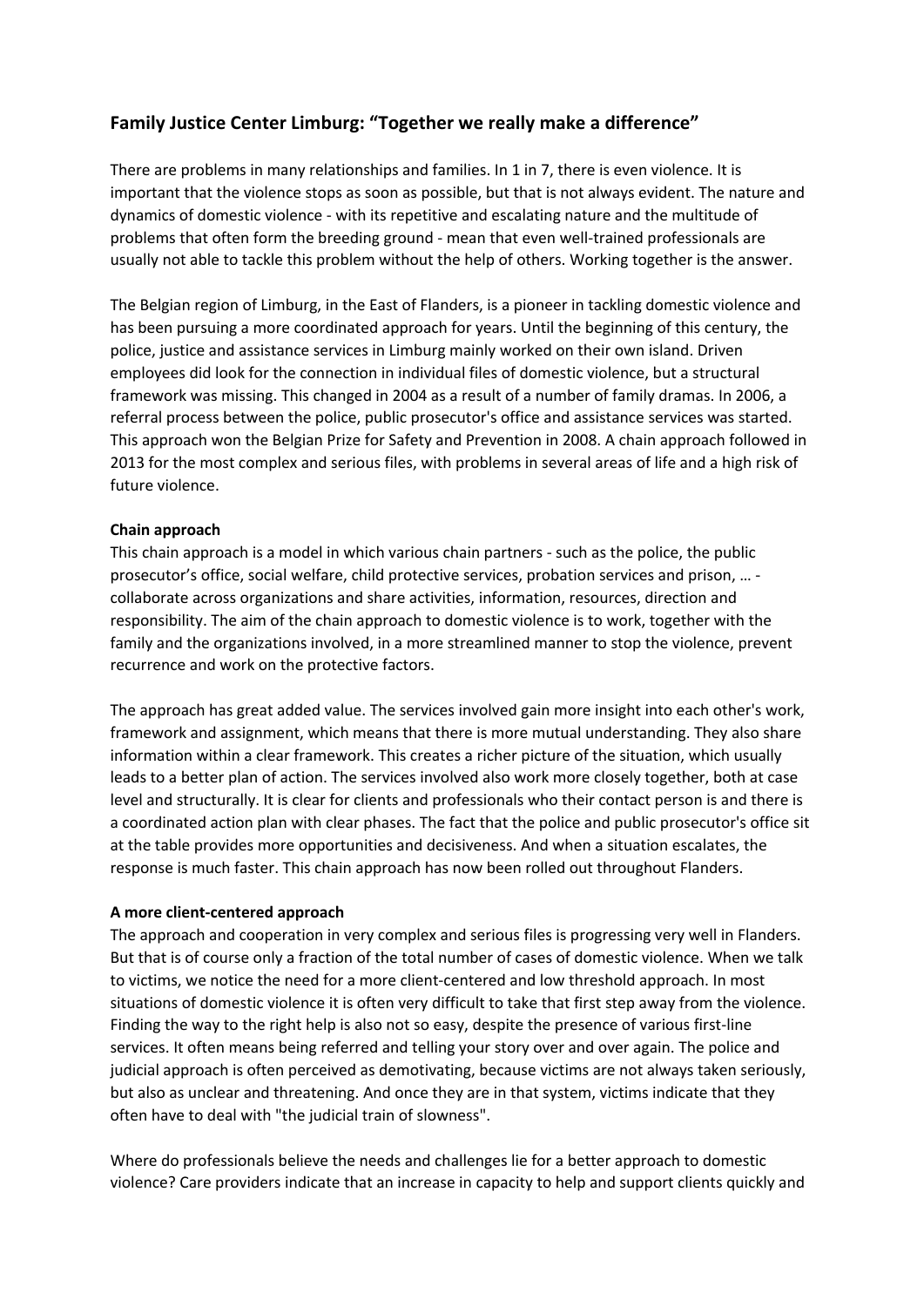## Family Justice Center Limburg: "Together we really make a difference"

There are problems in many relationships and families. In 1 in 7, there is even violence. It is important that the violence stops as soon as possible, but that is not always evident. The nature and dynamics of domestic violence - with its repetitive and escalating nature and the multitude of problems that often form the breeding ground - mean that even well-trained professionals are usually not able to tackle this problem without the help of others. Working together is the answer.

The Belgian region of Limburg, in the East of Flanders, is a pioneer in tackling domestic violence and has been pursuing a more coordinated approach for years. Until the beginning of this century, the police, justice and assistance services in Limburg mainly worked on their own island. Driven employees did look for the connection in individual files of domestic violence, but a structural framework was missing. This changed in 2004 as a result of a number of family dramas. In 2006, a referral process between the police, public prosecutor's office and assistance services was started. This approach won the Belgian Prize for Safety and Prevention in 2008. A chain approach followed in 2013 for the most complex and serious files, with problems in several areas of life and a high risk of future violence.

**Chain approach**

This chain approach is a model in which various chain partners - such as the police, the public prosecutor's office, social welfare, child protective services, probation services and prison, … - collaborate across organizations and share activities, information, resources, direction and responsibility. The aim of the chain approach to domestic violence is to work, together with the family and the organizations involved, in a more streamlined manner to stop the violence, prevent recurrence and work on the protective factors.

The approach has great added value. The services involved gain more insight into each other's work, framework and assignment, which means that there is more mutual understanding. They also share information within a clear framework. This creates a richer picture of the situation, which usually leads to a better plan of action. The services involved also work more closely together, both at case level and structurally. It is clear for clients and professionals who their contact person is and there is a coordinated action plan with clear phases. The fact that the police and public prosecutor's office sit at the table provides more opportunities and decisiveness. And when a situation escalates, the response is much faster. This chain approach has now been rolled out throughout Flanders.

**A more client-centered approach**

The approach and cooperation in very complex and serious files is progressing very well in Flanders. But that is of course only a fraction of the total number of cases of domestic violence. When we talk to victims, we notice the need for a more client-centered and low threshold approach. In most situations of domestic violence it is often very difficult to take that first step away from the violence. Finding the way to the right help is also not so easy, despite the presence of various first-line services. It often means being referred and telling your story over and over again. The police and judicial approach is often perceived as demotivating, because victims are not always taken seriously, but also as unclear and threatening. And once they are in that system, victims indicate that they often have to deal with "the judicial train of slowness".

Where do professionals believe the needs and challenges lie for a better approach to domestic violence? Care providers indicate that an increase in capacity to help and support clients quickly and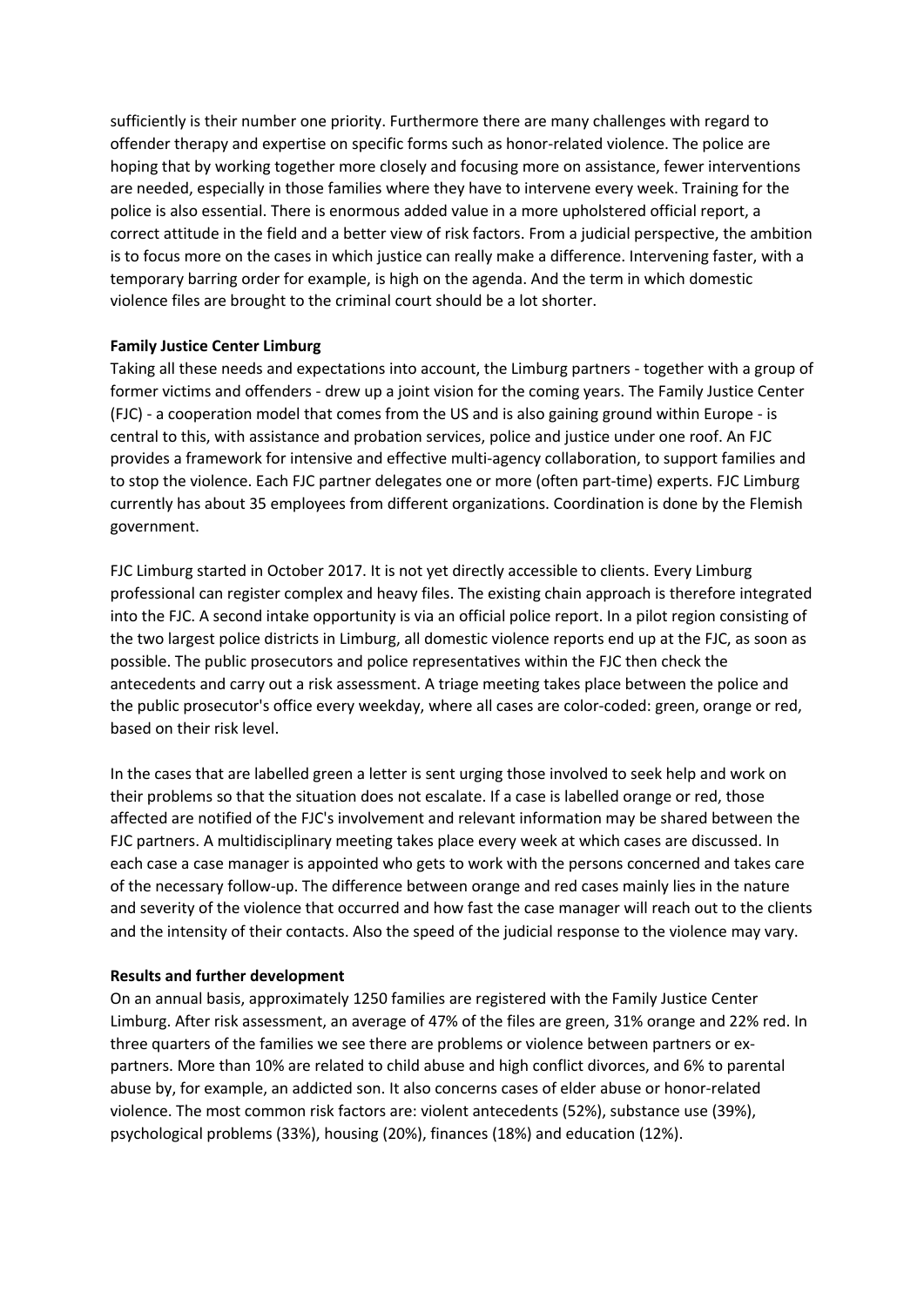sufficiently is their number one priority. Furthermore there are many challenges with regard to offender therapy and expertise on specific forms such as honor-related violence. The police are hoping that by working together more closely and focusing more on assistance, fewer interventions are needed, especially in those families where they have to intervene every week. Training for the police is also essential. There is enormous added value in a more upholstered official report, a correct attitude in the field and a better view of risk factors. From a judicial perspective, the ambition is to focus more on the cases in which justice can really make a difference. Intervening faster, with a temporary barring order for example, is high on the agenda. And the term in which domestic violence files are brought to the criminal court should be a lot shorter.

**Family Justice Center Limburg**

Taking all these needs and expectations into account, the Limburg partners - together with a group of former victims and offenders - drew up a joint vision for the coming years. The Family Justice Center (FJC) - a cooperation model that comes from the US and is also gaining ground within Europe - is central to this, with assistance and probation services, police and justice under one roof. An FJC provides a framework for intensive and effective multi-agency collaboration, to support families and to stop the violence. Each FJC partner delegates one or more (often part-time) experts. FJC Limburg currently has about 35 employees from different organizations. Coordination is done by the Flemish government.

FJC Limburg started in October 2017. It is not yet directly accessible to clients. Every Limburg professional can register complex and heavy files. The existing chain approach is therefore integrated into the FJC. A second intake opportunity is via an official police report. In a pilot region consisting of the two largest police districts in Limburg, all domestic violence reports end up at the FJC, as soon as possible. The public prosecutors and police representatives within the FJC then check the antecedents and carry out a risk assessment. A triage meeting takes place between the police and the public prosecutor's office every weekday, where all cases are color-coded: green, orange or red, based on their risk level.

In the cases that are labelled green a letter is sent urging those involved to seek help and work on their problems so that the situation does not escalate. If a case is labelled orange or red, those affected are notified of the FJC's involvement and relevant information may be shared between the FJC partners. A multidisciplinary meeting takes place every week at which cases are discussed. In each case a case manager is appointed who gets to work with the persons concerned and takes care of the necessary follow-up. The difference between orange and red cases mainly lies in the nature and severity of the violence that occurred and how fast the case manager will reach out to the clients and the intensity of their contacts. Also the speed of the judicial response to the violence may vary.

**Results and further development**

On an annual basis, approximately 1250 families are registered with the Family Justice Center Limburg. After risk assessment, an average of 47% of the files are green, 31% orange and 22% red. In three quarters of the families we see there are problems or violence between partners or ex-partners. More than 10% are related to child abuse and high conflict divorces, and 6% to parental abuse by, for example, an addicted son. It also concerns cases of elder abuse or honor-related violence. The most common risk factors are: violent antecedents (52%), substance use (39%), psychological problems (33%), housing (20%), finances (18%) and education (12%).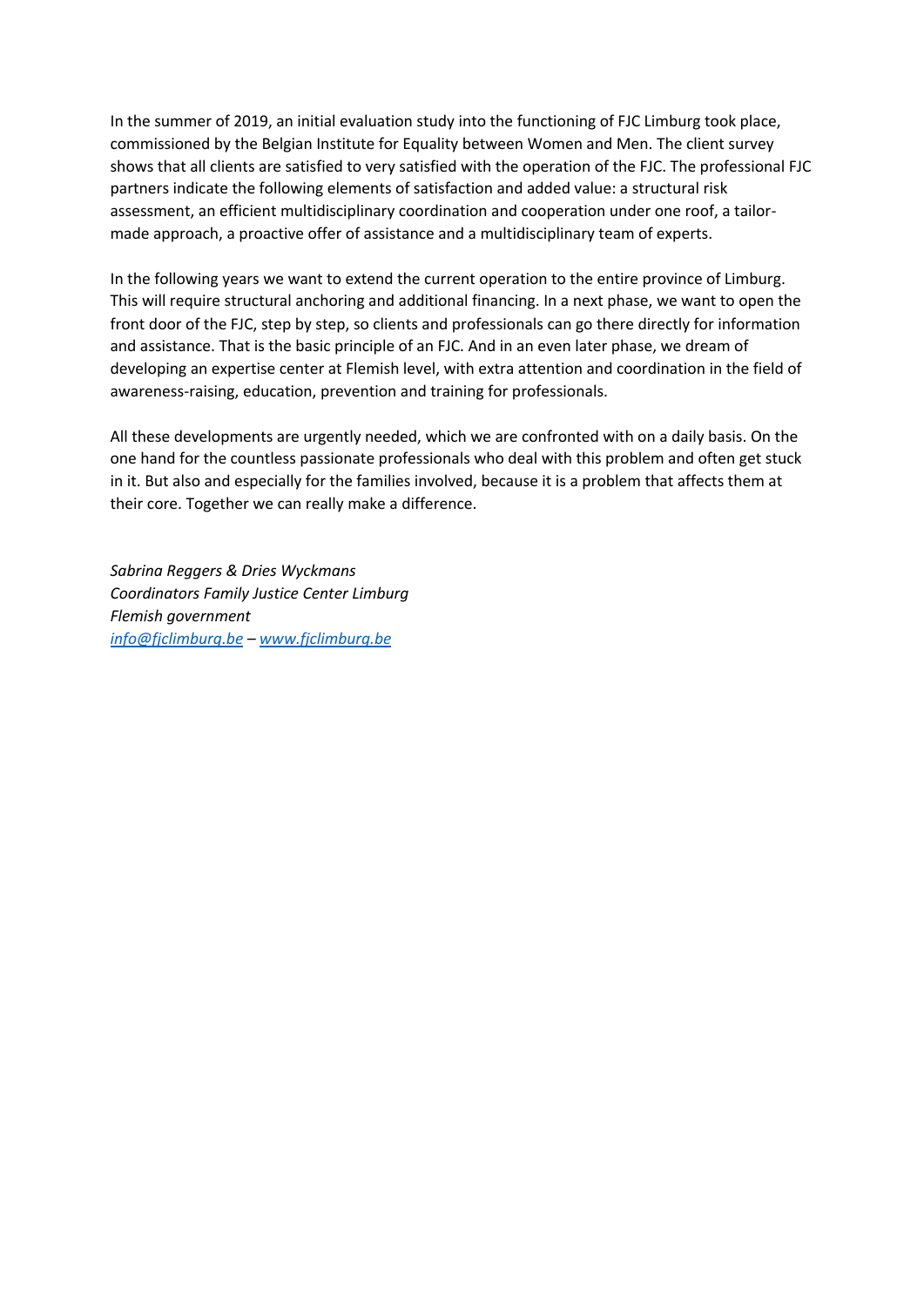In the summer of 2019, an initial evaluation study into the functioning of FJC Limburg took place, commissioned by the Belgian Institute for Equality between Women and Men. The client survey shows that all clients are satisfied to very satisfied with the operation of the FJC. The professional FJC partners indicate the following elements of satisfaction and added value: a structural risk assessment, an efficient multidisciplinary coordination and cooperation under one roof, a tailor-made approach, a proactive offer of assistance and a multidisciplinary team of experts.

In the following years we want to extend the current operation to the entire province of Limburg. This will require structural anchoring and additional financing. In a next phase, we want to open the front door of the FJC, step by step, so clients and professionals can go there directly for information and assistance. That is the basic principle of an FJC. And in an even later phase, we dream of developing an expertise center at Flemish level, with extra attention and coordination in the field of awareness-raising, education, prevention and training for professionals.

All these developments are urgently needed, which we are confronted with on a daily basis. On the one hand for the countless passionate professionals who deal with this problem and often get stuck in it. But also and especially for the families involved, because it is a problem that affects them at their core. Together we can really make a difference.

*Sabrina Reggers & Dries Wyckmans*
*Coordinators Family Justice Center Limburg*
*Flemish government*
*info@fjclimburg.be – www.fjclimburg.be*